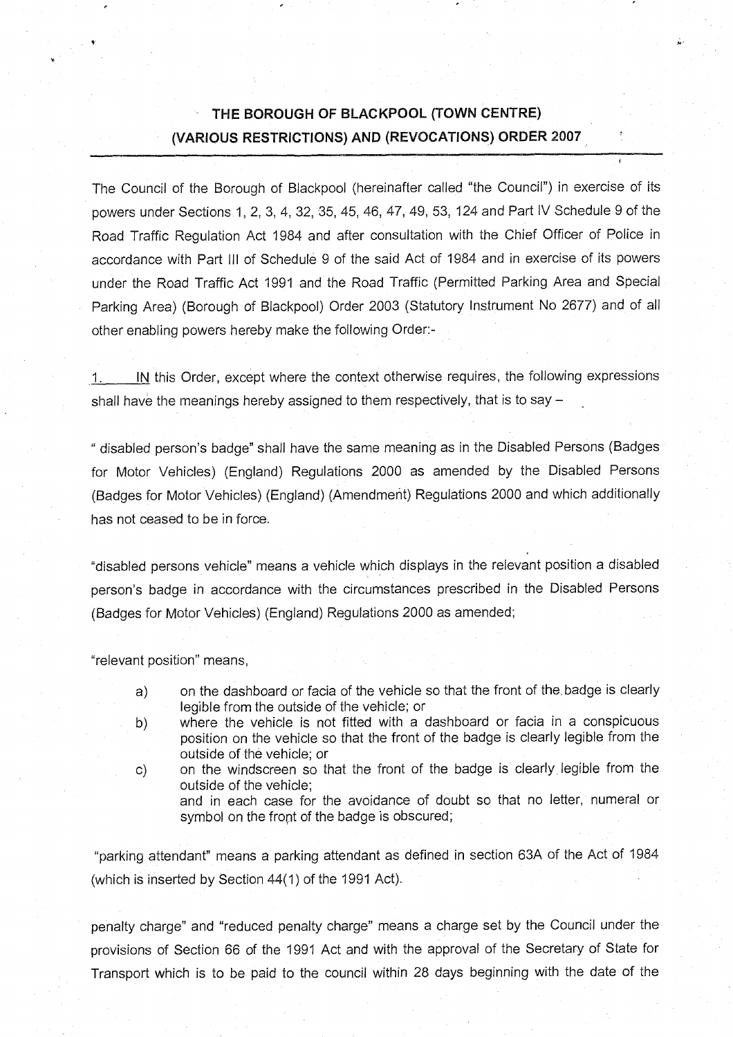# THE BOROUGH OF BLACKPOOL (TOWN CENTRE) (VARIOUS RESTRICTIONS) AND (REVOCATIONS) ORDER 2007

The Council of the Borough of Blackpool (hereinafter called "the Council") in exercise of its powers under Sections 1, 2, 3, 4, 32, 35, 45, 46, 47, 49, 53, 124 and Part IV Schedule 9 of the Road Traffic Regulation Act 1984 and after consultation with the Chief Officer of Police in accordance with Part III of Schedule 9 of the said Act of 1984 and in exercise of its powers under the Road Traffic Act 1991 and the Road Traffic (Permitted Parking Area and Special Parking Area) (Borough of Blackpool) Order 2003 (Statutory Instrument No 2677) and of all other enabling powers hereby make the following Order:-

1. IN this Order, except where the context otherwise requires, the following expressions shall have the meanings hereby assigned to them respectively, that is to say –

" disabled person's badge" shall have the same meaning as in the Disabled Persons (Badges for Motor Vehicles) (England) Regulations 2000 as amended by the Disabled Persons (Badges for Motor Vehicles) (England) (Amendment) Regulations 2000 and which additionally has not ceased to be in force.

"disabled persons vehicle" means a vehicle which displays in the relevant position a disabled person's badge in accordance with the circumstances prescribed in the Disabled Persons (Badges for Motor Vehicles) (England) Regulations 2000 as amended;

"relevant position" means,

a) on the dashboard or facia of the vehicle so that the front of the badge is clearly legible from the outside of the vehicle; or
b) where the vehicle is not fitted with a dashboard or facia in a conspicuous position on the vehicle so that the front of the badge is clearly legible from the outside of the vehicle; or
c) on the windscreen so that the front of the badge is clearly legible from the outside of the vehicle;
and in each case for the avoidance of doubt so that no letter, numeral or symbol on the front of the badge is obscured;

"parking attendant" means a parking attendant as defined in section 63A of the Act of 1984 (which is inserted by Section 44(1) of the 1991 Act).

penalty charge" and "reduced penalty charge" means a charge set by the Council under the provisions of Section 66 of the 1991 Act and with the approval of the Secretary of State for Transport which is to be paid to the council within 28 days beginning with the date of the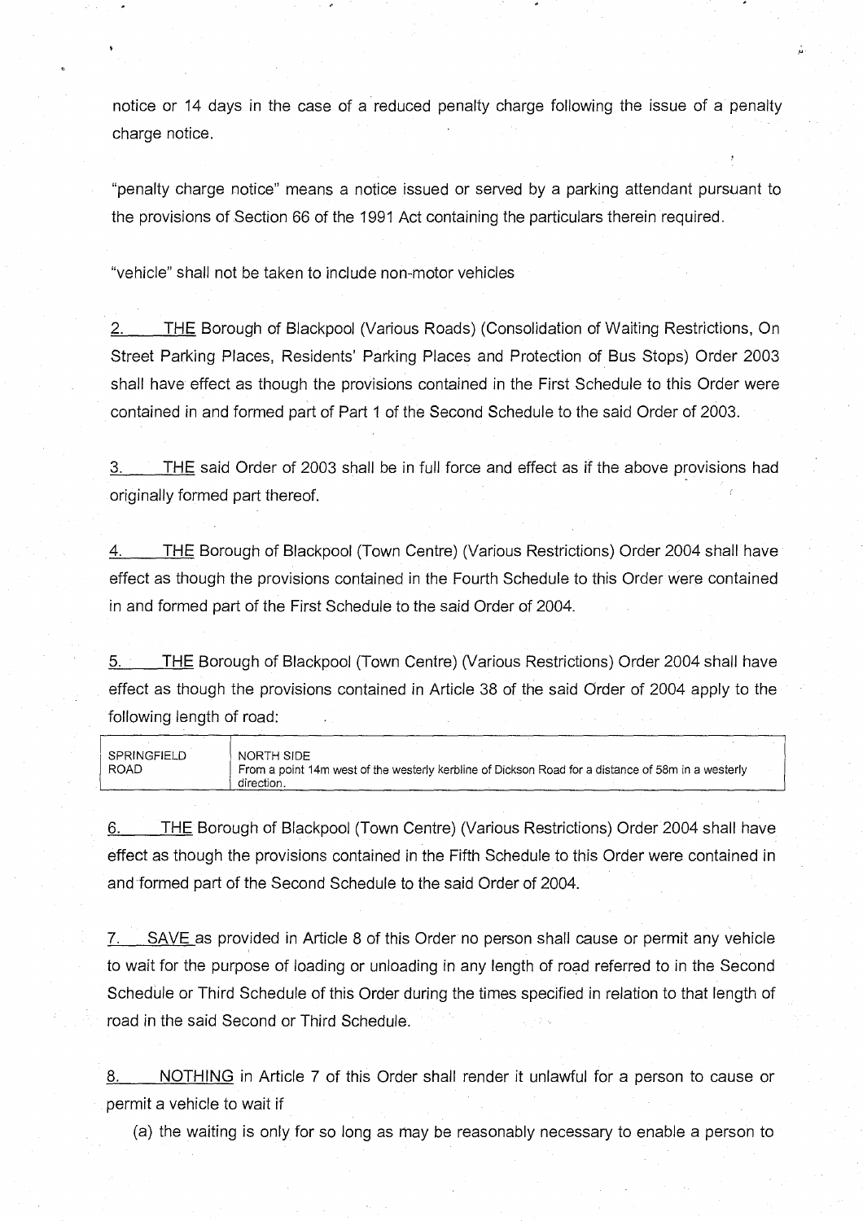notice or 14 days in the case of a reduced penalty charge following the issue of a penalty charge notice.

"penalty charge notice" means a notice issued or served by a parking attendant pursuant to the provisions of Section 66 of the 1991 Act containing the particulars therein required.

"vehicle" shall not be taken to include non-motor vehicles

2. THE Borough of Blackpool (Various Roads) (Consolidation of Waiting Restrictions, On Street Parking Places, Residents' Parking Places and Protection of Bus Stops) Order 2003 shall have effect as though the provisions contained in the First Schedule to this Order were contained in and formed part of Part 1 of the Second Schedule to the said Order of 2003.

3. THE said Order of 2003 shall be in full force and effect as if the above provisions had originally formed part thereof.

4. THE Borough of Blackpool (Town Centre) (Various Restrictions) Order 2004 shall have effect as though the provisions contained in the Fourth Schedule to this Order were contained in and formed part of the First Schedule to the said Order of 2004.

5. THE Borough of Blackpool (Town Centre) (Various Restrictions) Order 2004 shall have effect as though the provisions contained in Article 38 of the said Order of 2004 apply to the following length of road:

| | |
|---|---|
| SPRINGFIELD ROAD | NORTH SIDE<br>From a point 14m west of the westerly kerbline of Dickson Road for a distance of 58m in a westerly direction. |

6. THE Borough of Blackpool (Town Centre) (Various Restrictions) Order 2004 shall have effect as though the provisions contained in the Fifth Schedule to this Order were contained in and formed part of the Second Schedule to the said Order of 2004.

7. SAVE as provided in Article 8 of this Order no person shall cause or permit any vehicle to wait for the purpose of loading or unloading in any length of road referred to in the Second Schedule or Third Schedule of this Order during the times specified in relation to that length of road in the said Second or Third Schedule.

8. NOTHING in Article 7 of this Order shall render it unlawful for a person to cause or permit a vehicle to wait if

(a) the waiting is only for so long as may be reasonably necessary to enable a person to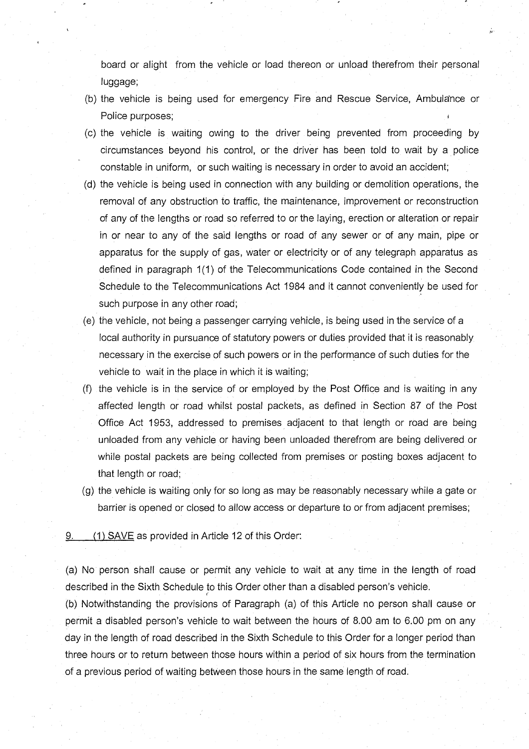board or alight from the vehicle or load thereon or unload therefrom their personal luggage;

(b) the vehicle is being used for emergency Fire and Rescue Service, Ambulance or Police purposes;

(c) the vehicle is waiting owing to the driver being prevented from proceeding by circumstances beyond his control, or the driver has been told to wait by a police constable in uniform, or such waiting is necessary in order to avoid an accident;

(d) the vehicle is being used in connection with any building or demolition operations, the removal of any obstruction to traffic, the maintenance, improvement or reconstruction of any of the lengths or road so referred to or the laying, erection or alteration or repair in or near to any of the said lengths or road of any sewer or of any main, pipe or apparatus for the supply of gas, water or electricity or of any telegraph apparatus as defined in paragraph 1(1) of the Telecommunications Code contained in the Second Schedule to the Telecommunications Act 1984 and it cannot conveniently be used for such purpose in any other road;

(e) the vehicle, not being a passenger carrying vehicle, is being used in the service of a local authority in pursuance of statutory powers or duties provided that it is reasonably necessary in the exercise of such powers or in the performance of such duties for the vehicle to wait in the place in which it is waiting;

(f) the vehicle is in the service of or employed by the Post Office and is waiting in any affected length or road whilst postal packets, as defined in Section 87 of the Post Office Act 1953, addressed to premises adjacent to that length or road are being unloaded from any vehicle or having been unloaded therefrom are being delivered or while postal packets are being collected from premises or posting boxes adjacent to that length or road;

(g) the vehicle is waiting only for so long as may be reasonably necessary while a gate or barrier is opened or closed to allow access or departure to or from adjacent premises;

9. (1) SAVE as provided in Article 12 of this Order:

(a) No person shall cause or permit any vehicle to wait at any time in the length of road described in the Sixth Schedule to this Order other than a disabled person's vehicle.

(b) Notwithstanding the provisions of Paragraph (a) of this Article no person shall cause or permit a disabled person's vehicle to wait between the hours of 8.00 am to 6.00 pm on any day in the length of road described in the Sixth Schedule to this Order for a longer period than three hours or to return between those hours within a period of six hours from the termination of a previous period of waiting between those hours in the same length of road.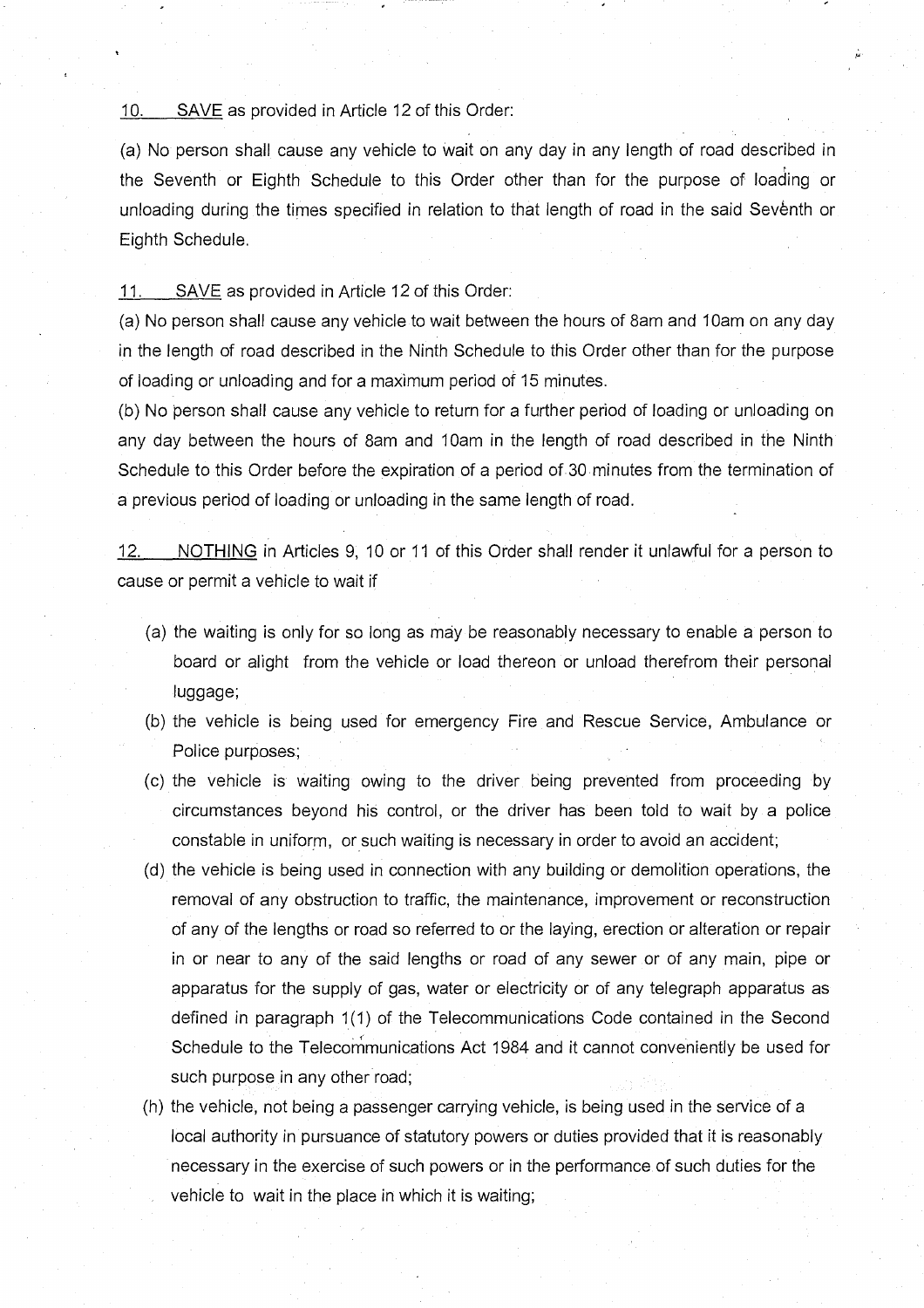10. SAVE as provided in Article 12 of this Order:

(a) No person shall cause any vehicle to wait on any day in any length of road described in the Seventh or Eighth Schedule to this Order other than for the purpose of loading or unloading during the times specified in relation to that length of road in the said Seventh or Eighth Schedule.

11. SAVE as provided in Article 12 of this Order:

(a) No person shall cause any vehicle to wait between the hours of 8am and 10am on any day in the length of road described in the Ninth Schedule to this Order other than for the purpose of loading or unloading and for a maximum period of 15 minutes.

(b) No person shall cause any vehicle to return for a further period of loading or unloading on any day between the hours of 8am and 10am in the length of road described in the Ninth Schedule to this Order before the expiration of a period of 30 minutes from the termination of a previous period of loading or unloading in the same length of road.

12. NOTHING in Articles 9, 10 or 11 of this Order shall render it unlawful for a person to cause or permit a vehicle to wait if

(a) the waiting is only for so long as may be reasonably necessary to enable a person to board or alight from the vehicle or load thereon or unload therefrom their personal luggage;

(b) the vehicle is being used for emergency Fire and Rescue Service, Ambulance or Police purposes;

(c) the vehicle is waiting owing to the driver being prevented from proceeding by circumstances beyond his control, or the driver has been told to wait by a police constable in uniform, or such waiting is necessary in order to avoid an accident;

(d) the vehicle is being used in connection with any building or demolition operations, the removal of any obstruction to traffic, the maintenance, improvement or reconstruction of any of the lengths or road so referred to or the laying, erection or alteration or repair in or near to any of the said lengths or road of any sewer or of any main, pipe or apparatus for the supply of gas, water or electricity or of any telegraph apparatus as defined in paragraph 1(1) of the Telecommunications Code contained in the Second Schedule to the Telecommunications Act 1984 and it cannot conveniently be used for such purpose in any other road;

(h) the vehicle, not being a passenger carrying vehicle, is being used in the service of a local authority in pursuance of statutory powers or duties provided that it is reasonably necessary in the exercise of such powers or in the performance of such duties for the vehicle to wait in the place in which it is waiting;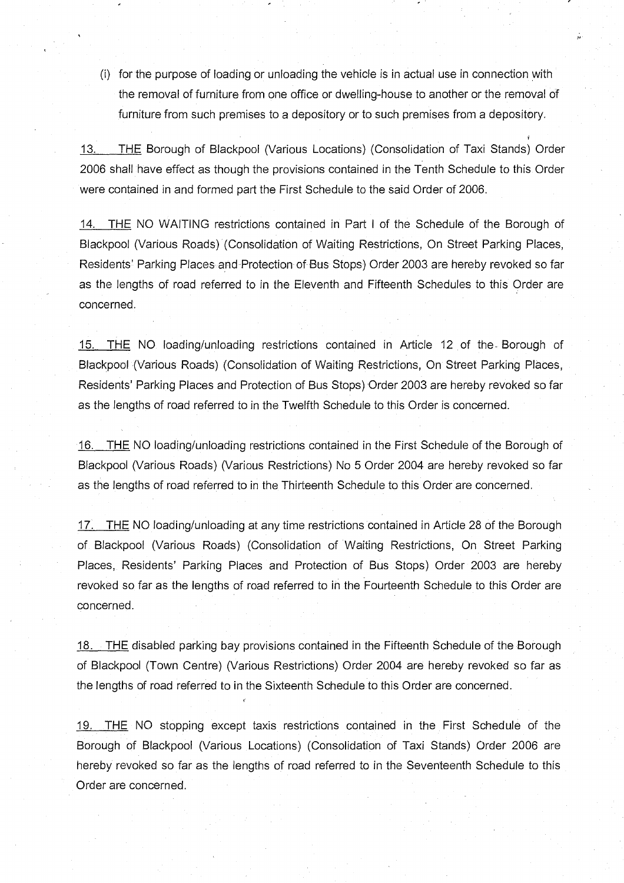(i) for the purpose of loading or unloading the vehicle is in actual use in connection with the removal of furniture from one office or dwelling-house to another or the removal of furniture from such premises to a depository or to such premises from a depository.

13. THE Borough of Blackpool (Various Locations) (Consolidation of Taxi Stands) Order 2006 shall have effect as though the provisions contained in the Tenth Schedule to this Order were contained in and formed part the First Schedule to the said Order of 2006.

14. THE NO WAITING restrictions contained in Part I of the Schedule of the Borough of Blackpool (Various Roads) (Consolidation of Waiting Restrictions, On Street Parking Places, Residents' Parking Places and Protection of Bus Stops) Order 2003 are hereby revoked so far as the lengths of road referred to in the Eleventh and Fifteenth Schedules to this Order are concerned.

15. THE NO loading/unloading restrictions contained in Article 12 of the Borough of Blackpool (Various Roads) (Consolidation of Waiting Restrictions, On Street Parking Places, Residents' Parking Places and Protection of Bus Stops) Order 2003 are hereby revoked so far as the lengths of road referred to in the Twelfth Schedule to this Order is concerned.

16. THE NO loading/unloading restrictions contained in the First Schedule of the Borough of Blackpool (Various Roads) (Various Restrictions) No 5 Order 2004 are hereby revoked so far as the lengths of road referred to in the Thirteenth Schedule to this Order are concerned.

17. THE NO loading/unloading at any time restrictions contained in Article 28 of the Borough of Blackpool (Various Roads) (Consolidation of Waiting Restrictions, On Street Parking Places, Residents' Parking Places and Protection of Bus Stops) Order 2003 are hereby revoked so far as the lengths of road referred to in the Fourteenth Schedule to this Order are concerned.

18. THE disabled parking bay provisions contained in the Fifteenth Schedule of the Borough of Blackpool (Town Centre) (Various Restrictions) Order 2004 are hereby revoked so far as the lengths of road referred to in the Sixteenth Schedule to this Order are concerned.

19. THE NO stopping except taxis restrictions contained in the First Schedule of the Borough of Blackpool (Various Locations) (Consolidation of Taxi Stands) Order 2006 are hereby revoked so far as the lengths of road referred to in the Seventeenth Schedule to this Order are concerned.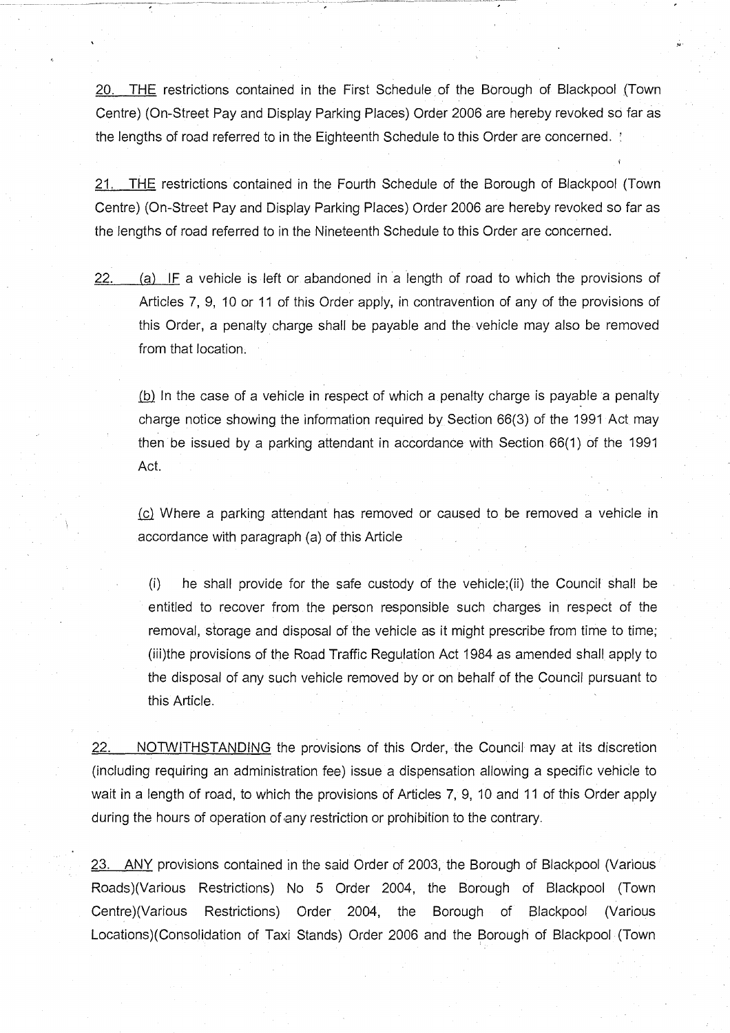20. THE restrictions contained in the First Schedule of the Borough of Blackpool (Town Centre) (On-Street Pay and Display Parking Places) Order 2006 are hereby revoked so far as the lengths of road referred to in the Eighteenth Schedule to this Order are concerned.

21. THE restrictions contained in the Fourth Schedule of the Borough of Blackpool (Town Centre) (On-Street Pay and Display Parking Places) Order 2006 are hereby revoked so far as the lengths of road referred to in the Nineteenth Schedule to this Order are concerned.

22. (a) IF a vehicle is left or abandoned in a length of road to which the provisions of Articles 7, 9, 10 or 11 of this Order apply, in contravention of any of the provisions of this Order, a penalty charge shall be payable and the vehicle may also be removed from that location.

(b) In the case of a vehicle in respect of which a penalty charge is payable a penalty charge notice showing the information required by Section 66(3) of the 1991 Act may then be issued by a parking attendant in accordance with Section 66(1) of the 1991 Act.

(c) Where a parking attendant has removed or caused to be removed a vehicle in accordance with paragraph (a) of this Article

(i) he shall provide for the safe custody of the vehicle;(ii) the Council shall be entitled to recover from the person responsible such charges in respect of the removal, storage and disposal of the vehicle as it might prescribe from time to time; (iii)the provisions of the Road Traffic Regulation Act 1984 as amended shall apply to the disposal of any such vehicle removed by or on behalf of the Council pursuant to this Article.

22. NOTWITHSTANDING the provisions of this Order, the Council may at its discretion (including requiring an administration fee) issue a dispensation allowing a specific vehicle to wait in a length of road, to which the provisions of Articles 7, 9, 10 and 11 of this Order apply during the hours of operation of any restriction or prohibition to the contrary.

23. ANY provisions contained in the said Order of 2003, the Borough of Blackpool (Various Roads)(Various Restrictions) No 5 Order 2004, the Borough of Blackpool (Town Centre)(Various Restrictions) Order 2004, the Borough of Blackpool (Various Locations)(Consolidation of Taxi Stands) Order 2006 and the Borough of Blackpool (Town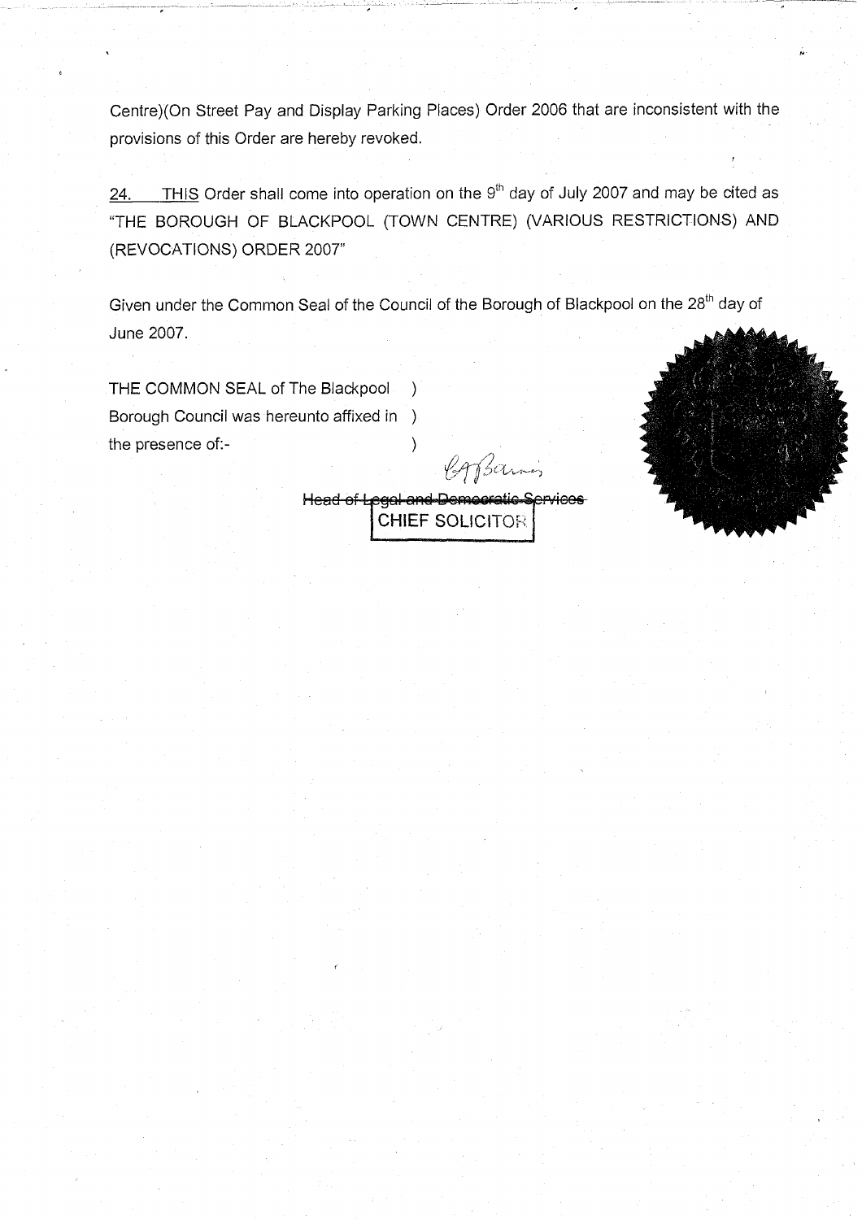Centre)(On Street Pay and Display Parking Places) Order 2006 that are inconsistent with the provisions of this Order are hereby revoked.

24. THIS Order shall come into operation on the 9th day of July 2007 and may be cited as "THE BOROUGH OF BLACKPOOL (TOWN CENTRE) (VARIOUS RESTRICTIONS) AND (REVOCATIONS) ORDER 2007"

Given under the Common Seal of the Council of the Borough of Blackpool on the 28th day of June 2007.

THE COMMON SEAL of The Blackpool )
Borough Council was hereunto affixed in )
the presence of:- )

~~Head of Legal and Democratic Services~~
CHIEF SOLICITOR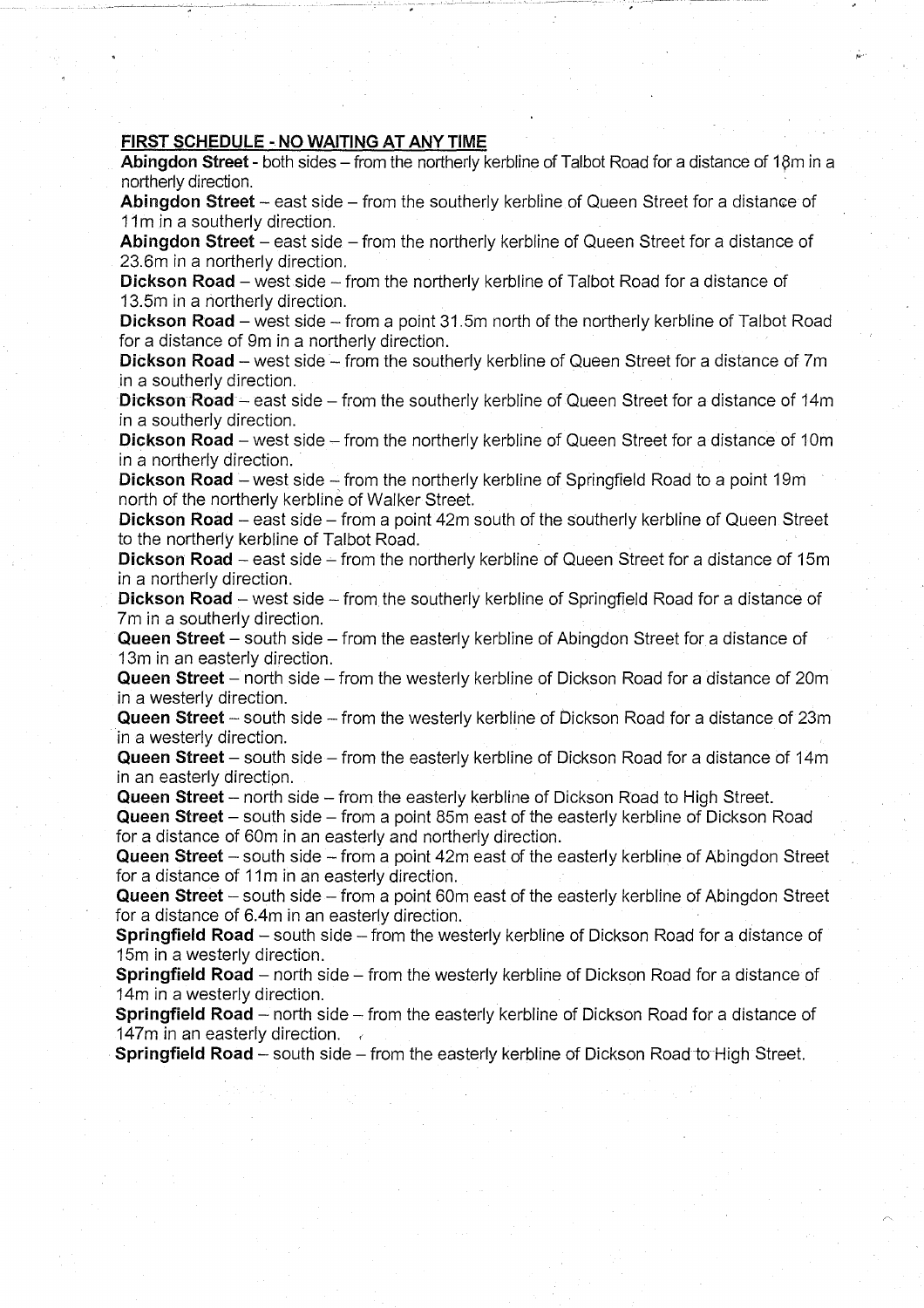## FIRST SCHEDULE - NO WAITING AT ANY TIME

**Abingdon Street** - both sides – from the northerly kerbline of Talbot Road for a distance of 18m in a northerly direction.

**Abingdon Street** – east side – from the southerly kerbline of Queen Street for a distance of 11m in a southerly direction.

**Abingdon Street** – east side – from the northerly kerbline of Queen Street for a distance of 23.6m in a northerly direction.

**Dickson Road** – west side – from the northerly kerbline of Talbot Road for a distance of 13.5m in a northerly direction.

**Dickson Road** – west side – from a point 31.5m north of the northerly kerbline of Talbot Road for a distance of 9m in a northerly direction.

**Dickson Road** – west side – from the southerly kerbline of Queen Street for a distance of 7m in a southerly direction.

**Dickson Road** – east side – from the southerly kerbline of Queen Street for a distance of 14m in a southerly direction.

**Dickson Road** – west side – from the northerly kerbline of Queen Street for a distance of 10m in a northerly direction.

**Dickson Road** – west side – from the northerly kerbline of Springfield Road to a point 19m north of the northerly kerbline of Walker Street.

**Dickson Road** – east side – from a point 42m south of the southerly kerbline of Queen Street to the northerly kerbline of Talbot Road.

**Dickson Road** – east side – from the northerly kerbline of Queen Street for a distance of 15m in a northerly direction.

**Dickson Road** – west side – from the southerly kerbline of Springfield Road for a distance of 7m in a southerly direction.

**Queen Street** – south side – from the easterly kerbline of Abingdon Street for a distance of 13m in an easterly direction.

**Queen Street** – north side – from the westerly kerbline of Dickson Road for a distance of 20m in a westerly direction.

**Queen Street** – south side – from the westerly kerbline of Dickson Road for a distance of 23m in a westerly direction.

**Queen Street** – south side – from the easterly kerbline of Dickson Road for a distance of 14m in an easterly direction.

**Queen Street** – north side – from the easterly kerbline of Dickson Road to High Street.

**Queen Street** – south side – from a point 85m east of the easterly kerbline of Dickson Road for a distance of 60m in an easterly and northerly direction.

**Queen Street** – south side – from a point 42m east of the easterly kerbline of Abingdon Street for a distance of 11m in an easterly direction.

**Queen Street** – south side – from a point 60m east of the easterly kerbline of Abingdon Street for a distance of 6.4m in an easterly direction.

**Springfield Road** – south side – from the westerly kerbline of Dickson Road for a distance of 15m in a westerly direction.

**Springfield Road** – north side – from the westerly kerbline of Dickson Road for a distance of 14m in a westerly direction.

**Springfield Road** – north side – from the easterly kerbline of Dickson Road for a distance of 147m in an easterly direction.

**Springfield Road** – south side – from the easterly kerbline of Dickson Road to High Street.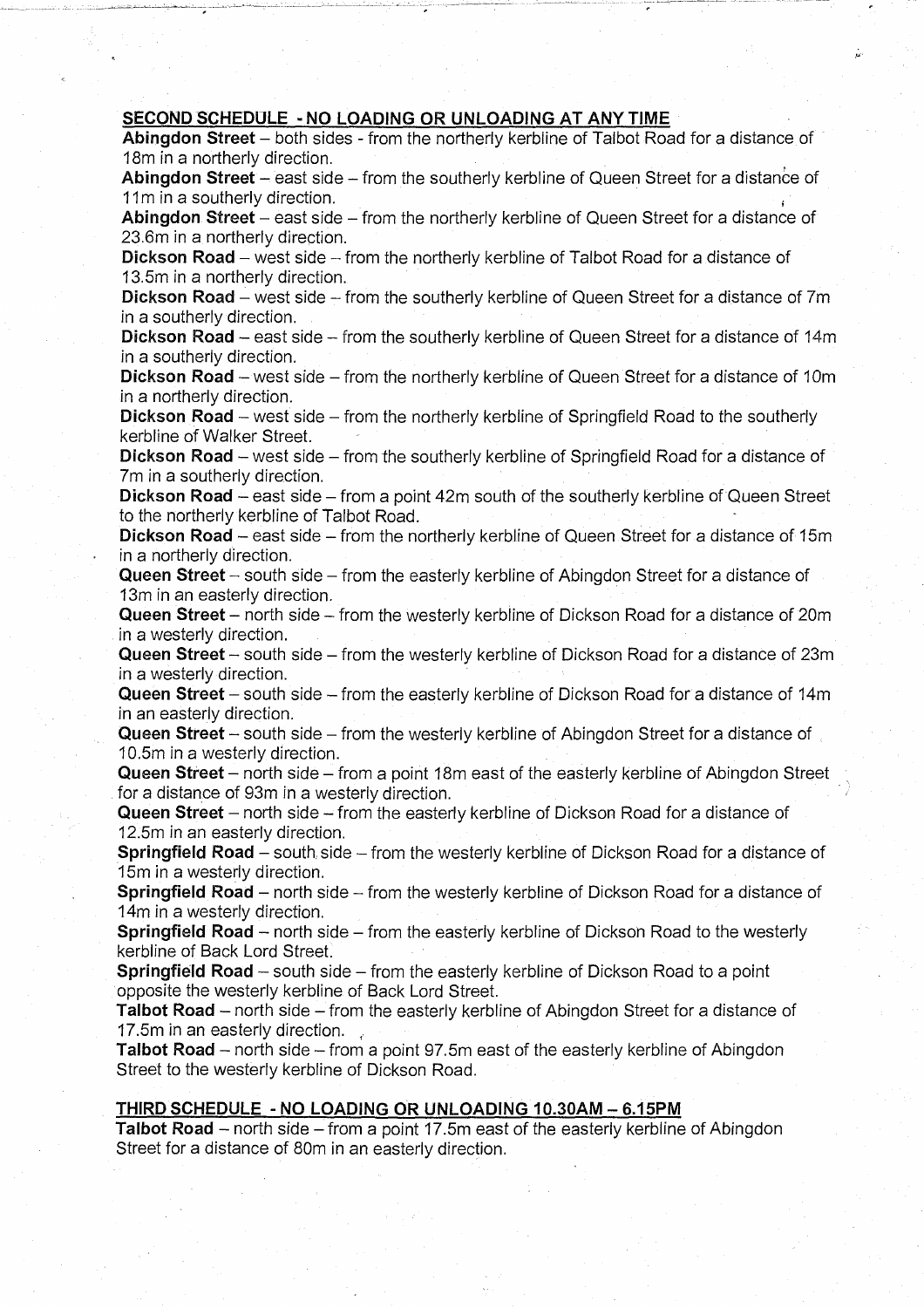## SECOND SCHEDULE - NO LOADING OR UNLOADING AT ANY TIME

**Abingdon Street** – both sides - from the northerly kerbline of Talbot Road for a distance of 18m in a northerly direction.

**Abingdon Street** – east side – from the southerly kerbline of Queen Street for a distance of 11m in a southerly direction.

**Abingdon Street** – east side – from the northerly kerbline of Queen Street for a distance of 23.6m in a northerly direction.

**Dickson Road** – west side – from the northerly kerbline of Talbot Road for a distance of 13.5m in a northerly direction.

**Dickson Road** – west side – from the southerly kerbline of Queen Street for a distance of 7m in a southerly direction.

**Dickson Road** – east side – from the southerly kerbline of Queen Street for a distance of 14m in a southerly direction.

**Dickson Road** – west side – from the northerly kerbline of Queen Street for a distance of 10m in a northerly direction.

**Dickson Road** – west side – from the northerly kerbline of Springfield Road to the southerly kerbline of Walker Street.

**Dickson Road** – west side – from the southerly kerbline of Springfield Road for a distance of 7m in a southerly direction.

**Dickson Road** – east side – from a point 42m south of the southerly kerbline of Queen Street to the northerly kerbline of Talbot Road.

**Dickson Road** – east side – from the northerly kerbline of Queen Street for a distance of 15m in a northerly direction.

**Queen Street** – south side – from the easterly kerbline of Abingdon Street for a distance of 13m in an easterly direction.

**Queen Street** – north side – from the westerly kerbline of Dickson Road for a distance of 20m in a westerly direction.

**Queen Street** – south side – from the westerly kerbline of Dickson Road for a distance of 23m in a westerly direction.

**Queen Street** – south side – from the easterly kerbline of Dickson Road for a distance of 14m in an easterly direction.

**Queen Street** – south side – from the westerly kerbline of Abingdon Street for a distance of 10.5m in a westerly direction.

**Queen Street** – north side – from a point 18m east of the easterly kerbline of Abingdon Street for a distance of 93m in a westerly direction.

**Queen Street** – north side – from the easterly kerbline of Dickson Road for a distance of 12.5m in an easterly direction.

**Springfield Road** – south side – from the westerly kerbline of Dickson Road for a distance of 15m in a westerly direction.

**Springfield Road** – north side – from the westerly kerbline of Dickson Road for a distance of 14m in a westerly direction.

**Springfield Road** – north side – from the easterly kerbline of Dickson Road to the westerly kerbline of Back Lord Street.

**Springfield Road** – south side – from the easterly kerbline of Dickson Road to a point opposite the westerly kerbline of Back Lord Street.

**Talbot Road** – north side – from the easterly kerbline of Abingdon Street for a distance of 17.5m in an easterly direction.

**Talbot Road** – north side – from a point 97.5m east of the easterly kerbline of Abingdon Street to the westerly kerbline of Dickson Road.

## THIRD SCHEDULE - NO LOADING OR UNLOADING 10.30AM – 6.15PM

**Talbot Road** – north side – from a point 17.5m east of the easterly kerbline of Abingdon Street for a distance of 80m in an easterly direction.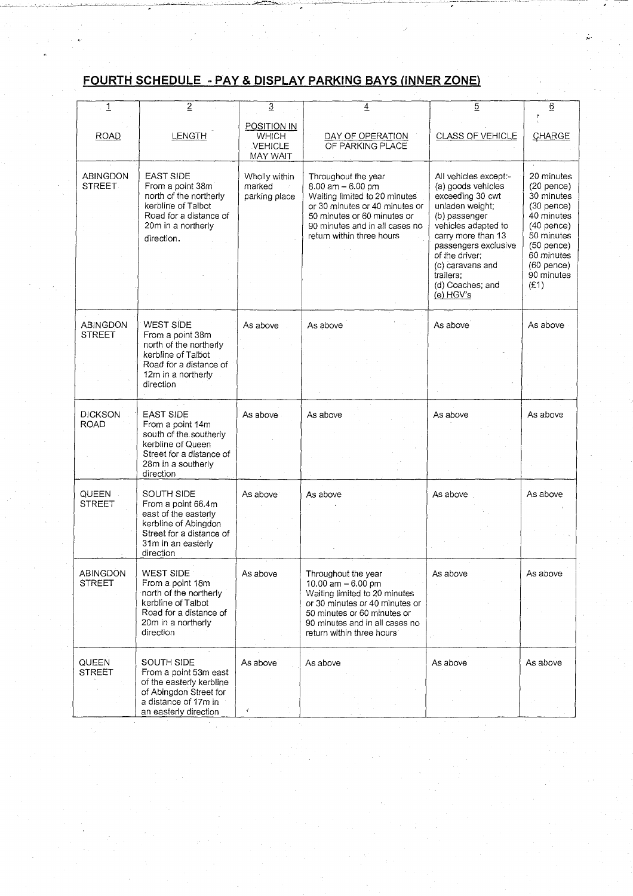## FOURTH SCHEDULE - PAY & DISPLAY PARKING BAYS (INNER ZONE)

| 1<br>ROAD | 2<br>LENGTH | 3<br>POSITION IN WHICH VEHICLE MAY WAIT | 4<br>DAY OF OPERATION OF PARKING PLACE | 5<br>CLASS OF VEHICLE | 6<br>CHARGE |
|---|---|---|---|---|---|
| ABINGDON STREET | EAST SIDE From a point 38m north of the northerly kerbline of Talbot Road for a distance of 20m in a northerly direction. | Wholly within marked parking place | Throughout the year 8.00 am – 6.00 pm Waiting limited to 20 minutes or 30 minutes or 40 minutes or 50 minutes or 60 minutes or 90 minutes and in all cases no return within three hours | All vehicles except:- (a) goods vehicles exceeding 30 cwt unladen weight; (b) passenger vehicles adapted to carry more than 13 passengers exclusive of the driver; (c) caravans and trailers; (d) Coaches; and (e) HGV's | 20 minutes (20 pence) 30 minutes (30 pence) 40 minutes (40 pence) 50 minutes (50 pence) 60 minutes (60 pence) 90 minutes (£1) |
| ABINGDON STREET | WEST SIDE From a point 38m north of the northerly kerbline of Talbot Road for a distance of 12m in a northerly direction | As above | As above | As above | As above |
| DICKSON ROAD | EAST SIDE From a point 14m south of the southerly kerbline of Queen Street for a distance of 28m in a southerly direction | As above | As above | As above | As above |
| QUEEN STREET | SOUTH SIDE From a point 66.4m east of the easterly kerbline of Abingdon Street for a distance of 31m in an easterly direction | As above | As above | As above | As above |
| ABINGDON STREET | WEST SIDE From a point 18m north of the northerly kerbline of Talbot Road for a distance of 20m in a northerly direction | As above | Throughout the year 10.00 am – 6.00 pm Waiting limited to 20 minutes or 30 minutes or 40 minutes or 50 minutes or 60 minutes or 90 minutes and in all cases no return within three hours | As above | As above |
| QUEEN STREET | SOUTH SIDE From a point 53m east of the easterly kerbline of Abingdon Street for a distance of 17m in an easterly direction | As above | As above | As above | As above |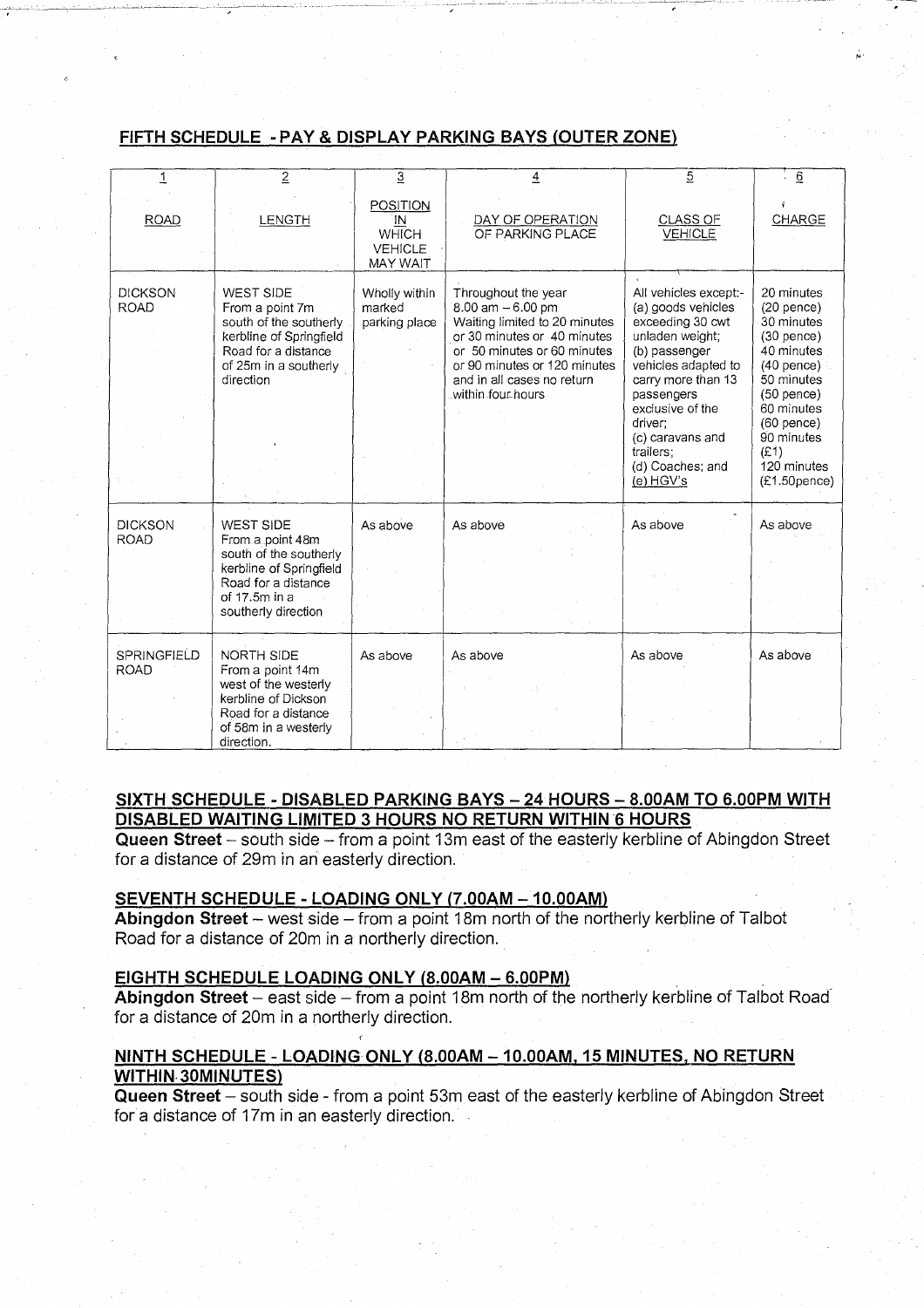## FIFTH SCHEDULE - PAY & DISPLAY PARKING BAYS (OUTER ZONE)

| 1<br>ROAD | 2<br>LENGTH | 3<br>POSITION IN WHICH VEHICLE MAY WAIT | 4<br>DAY OF OPERATION OF PARKING PLACE | 5<br>CLASS OF VEHICLE | 6<br>CHARGE |
|---|---|---|---|---|---|
| DICKSON ROAD | WEST SIDE From a point 7m south of the southerly kerbline of Springfield Road for a distance of 25m in a southerly direction | Wholly within marked parking place | Throughout the year 8.00 am – 6.00 pm Waiting limited to 20 minutes or 30 minutes or 40 minutes or 50 minutes or 60 minutes or 90 minutes or 120 minutes and in all cases no return within four hours | All vehicles except:- (a) goods vehicles exceeding 30 cwt unladen weight; (b) passenger vehicles adapted to carry more than 13 passengers exclusive of the driver; (c) caravans and trailers; (d) Coaches; and (e) HGV's | 20 minutes (20 pence) 30 minutes (30 pence) 40 minutes (40 pence) 50 minutes (50 pence) 60 minutes (60 pence) 90 minutes (£1) 120 minutes (£1.50pence) |
| DICKSON ROAD | WEST SIDE From a point 48m south of the southerly kerbline of Springfield Road for a distance of 17.5m in a southerly direction | As above | As above | As above | As above |
| SPRINGFIELD ROAD | NORTH SIDE From a point 14m west of the westerly kerbline of Dickson Road for a distance of 58m in a westerly direction. | As above | As above | As above | As above |

## SIXTH SCHEDULE - DISABLED PARKING BAYS – 24 HOURS – 8.00AM TO 6.00PM WITH DISABLED WAITING LIMITED 3 HOURS NO RETURN WITHIN 6 HOURS

**Queen Street** – south side – from a point 13m east of the easterly kerbline of Abingdon Street for a distance of 29m in an easterly direction.

## SEVENTH SCHEDULE - LOADING ONLY (7.00AM – 10.00AM)

**Abingdon Street** – west side – from a point 18m north of the northerly kerbline of Talbot Road for a distance of 20m in a northerly direction.

## EIGHTH SCHEDULE LOADING ONLY (8.00AM – 6.00PM)

**Abingdon Street** – east side – from a point 18m north of the northerly kerbline of Talbot Road for a distance of 20m in a northerly direction.

## NINTH SCHEDULE - LOADING ONLY (8.00AM – 10.00AM, 15 MINUTES, NO RETURN WITHIN 30MINUTES)

**Queen Street** – south side - from a point 53m east of the easterly kerbline of Abingdon Street for a distance of 17m in an easterly direction.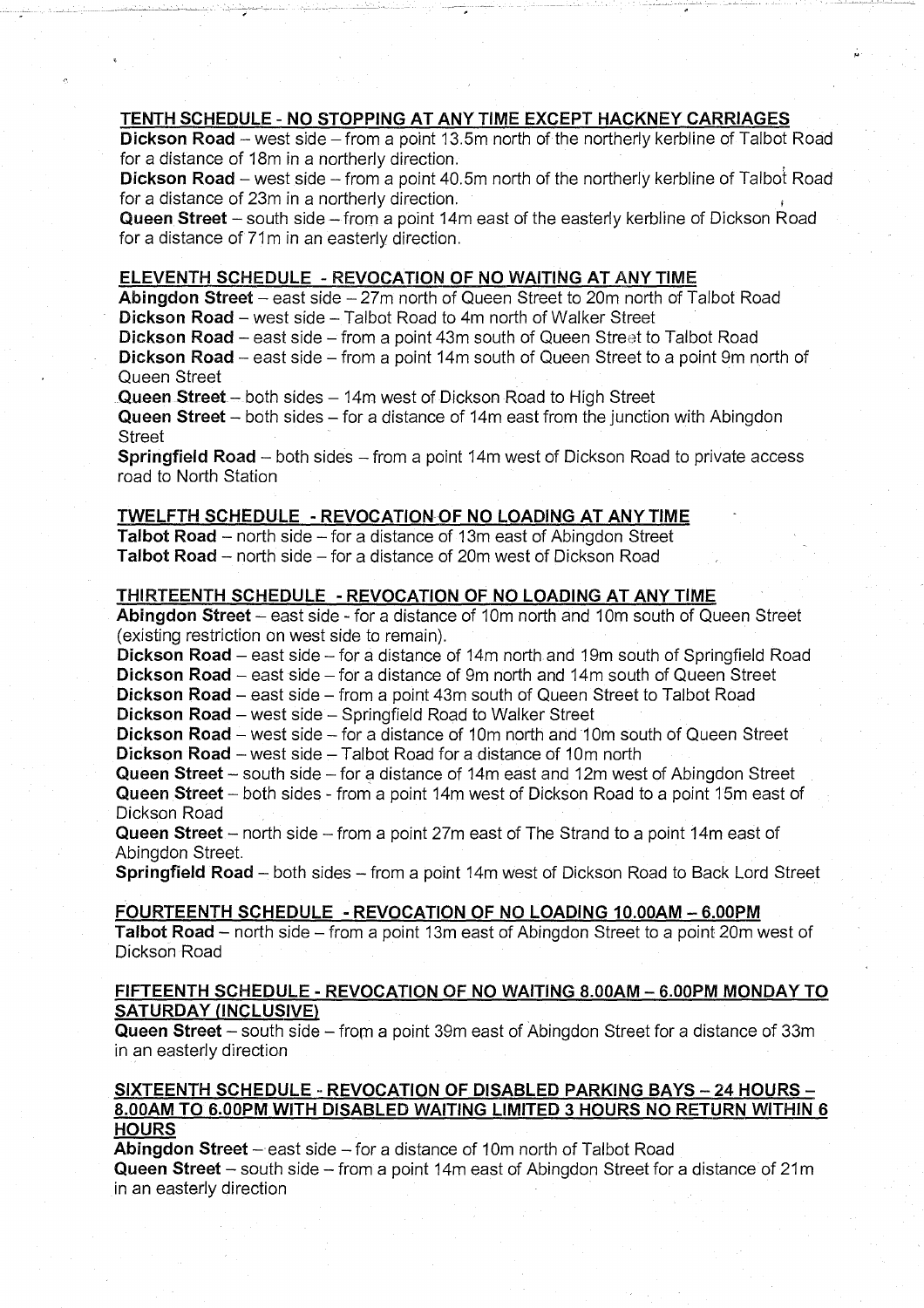## TENTH SCHEDULE - NO STOPPING AT ANY TIME EXCEPT HACKNEY CARRIAGES

**Dickson Road** – west side – from a point 13.5m north of the northerly kerbline of Talbot Road for a distance of 18m in a northerly direction.

**Dickson Road** – west side – from a point 40.5m north of the northerly kerbline of Talbot Road for a distance of 23m in a northerly direction.

**Queen Street** – south side – from a point 14m east of the easterly kerbline of Dickson Road for a distance of 71m in an easterly direction.

## ELEVENTH SCHEDULE - REVOCATION OF NO WAITING AT ANY TIME

**Abingdon Street** – east side – 27m north of Queen Street to 20m north of Talbot Road

**Dickson Road** – west side – Talbot Road to 4m north of Walker Street

**Dickson Road** – east side – from a point 43m south of Queen Street to Talbot Road

**Dickson Road** – east side – from a point 14m south of Queen Street to a point 9m north of Queen Street

**Queen Street** – both sides – 14m west of Dickson Road to High Street

**Queen Street** – both sides – for a distance of 14m east from the junction with Abingdon Street

**Springfield Road** – both sides – from a point 14m west of Dickson Road to private access road to North Station

## TWELFTH SCHEDULE - REVOCATION OF NO LOADING AT ANY TIME

**Talbot Road** – north side – for a distance of 13m east of Abingdon Street

**Talbot Road** – north side – for a distance of 20m west of Dickson Road

## THIRTEENTH SCHEDULE - REVOCATION OF NO LOADING AT ANY TIME

**Abingdon Street** – east side - for a distance of 10m north and 10m south of Queen Street (existing restriction on west side to remain).

**Dickson Road** – east side – for a distance of 14m north and 19m south of Springfield Road

**Dickson Road** – east side – for a distance of 9m north and 14m south of Queen Street

**Dickson Road** – east side – from a point 43m south of Queen Street to Talbot Road

**Dickson Road** – west side – Springfield Road to Walker Street

**Dickson Road** – west side – for a distance of 10m north and 10m south of Queen Street

**Dickson Road** – west side – Talbot Road for a distance of 10m north

**Queen Street** – south side – for a distance of 14m east and 12m west of Abingdon Street

**Queen Street** – both sides - from a point 14m west of Dickson Road to a point 15m east of Dickson Road

**Queen Street** – north side – from a point 27m east of The Strand to a point 14m east of Abingdon Street.

**Springfield Road** – both sides – from a point 14m west of Dickson Road to Back Lord Street

## FOURTEENTH SCHEDULE - REVOCATION OF NO LOADING 10.00AM – 6.00PM

**Talbot Road** – north side – from a point 13m east of Abingdon Street to a point 20m west of Dickson Road

## FIFTEENTH SCHEDULE - REVOCATION OF NO WAITING 8.00AM – 6.00PM MONDAY TO SATURDAY (INCLUSIVE)

**Queen Street** – south side – from a point 39m east of Abingdon Street for a distance of 33m in an easterly direction

## SIXTEENTH SCHEDULE - REVOCATION OF DISABLED PARKING BAYS – 24 HOURS – 8.00AM TO 6.00PM WITH DISABLED WAITING LIMITED 3 HOURS NO RETURN WITHIN 6 HOURS

**Abingdon Street** – east side – for a distance of 10m north of Talbot Road

**Queen Street** – south side – from a point 14m east of Abingdon Street for a distance of 21m in an easterly direction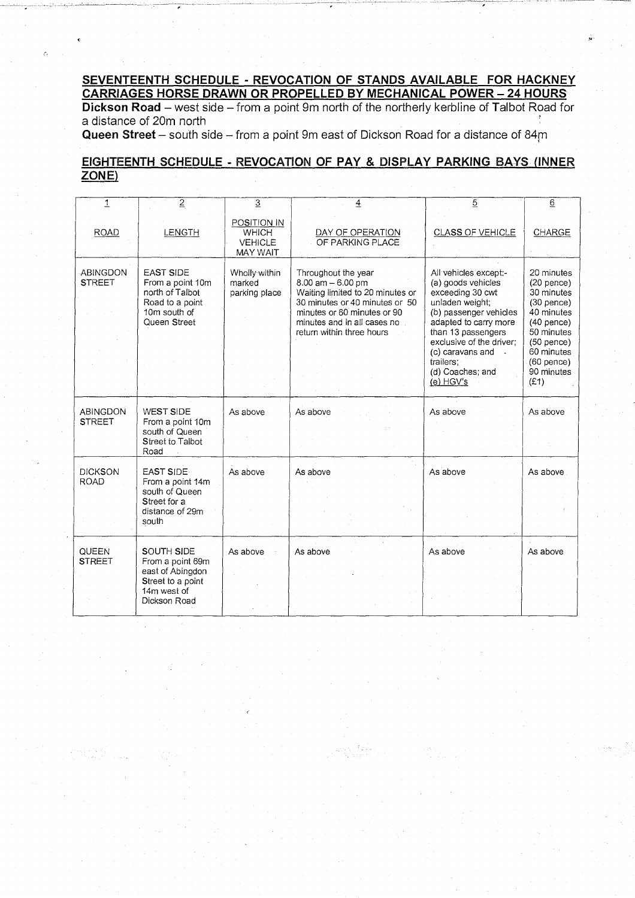## SEVENTEENTH SCHEDULE - REVOCATION OF STANDS AVAILABLE FOR HACKNEY CARRIAGES HORSE DRAWN OR PROPELLED BY MECHANICAL POWER – 24 HOURS

**Dickson Road** – west side – from a point 9m north of the northerly kerbline of Talbot Road for a distance of 20m north

**Queen Street** – south side – from a point 9m east of Dickson Road for a distance of 84m

## EIGHTEENTH SCHEDULE - REVOCATION OF PAY & DISPLAY PARKING BAYS (INNER ZONE)

| 1<br><br>ROAD | 2<br><br>LENGTH | 3<br><br>POSITION IN WHICH VEHICLE MAY WAIT | 4<br><br>DAY OF OPERATION OF PARKING PLACE | 5<br><br>CLASS OF VEHICLE | 6<br><br>CHARGE |
|---|---|---|---|---|---|
| ABINGDON STREET | EAST SIDE From a point 10m north of Talbot Road to a point 10m south of Queen Street | Wholly within marked parking place | Throughout the year 8.00 am – 6.00 pm Waiting limited to 20 minutes or 30 minutes or 40 minutes or 50 minutes or 60 minutes or 90 minutes and in all cases no return within three hours | All vehicles except:- (a) goods vehicles exceeding 30 cwt unladen weight; (b) passenger vehicles adapted to carry more than 13 passengers exclusive of the driver; (c) caravans and trailers; (d) Coaches; and (e) HGV's | 20 minutes (20 pence) 30 minutes (30 pence) 40 minutes (40 pence) 50 minutes (50 pence) 60 minutes (60 pence) 90 minutes (£1) |
| ABINGDON STREET | WEST SIDE From a point 10m south of Queen Street to Talbot Road | As above | As above | As above | As above |
| DICKSON ROAD | EAST SIDE From a point 14m south of Queen Street for a distance of 29m south | As above | As above | As above | As above |
| QUEEN STREET | SOUTH SIDE From a point 69m east of Abingdon Street to a point 14m west of Dickson Road | As above | As above | As above | As above |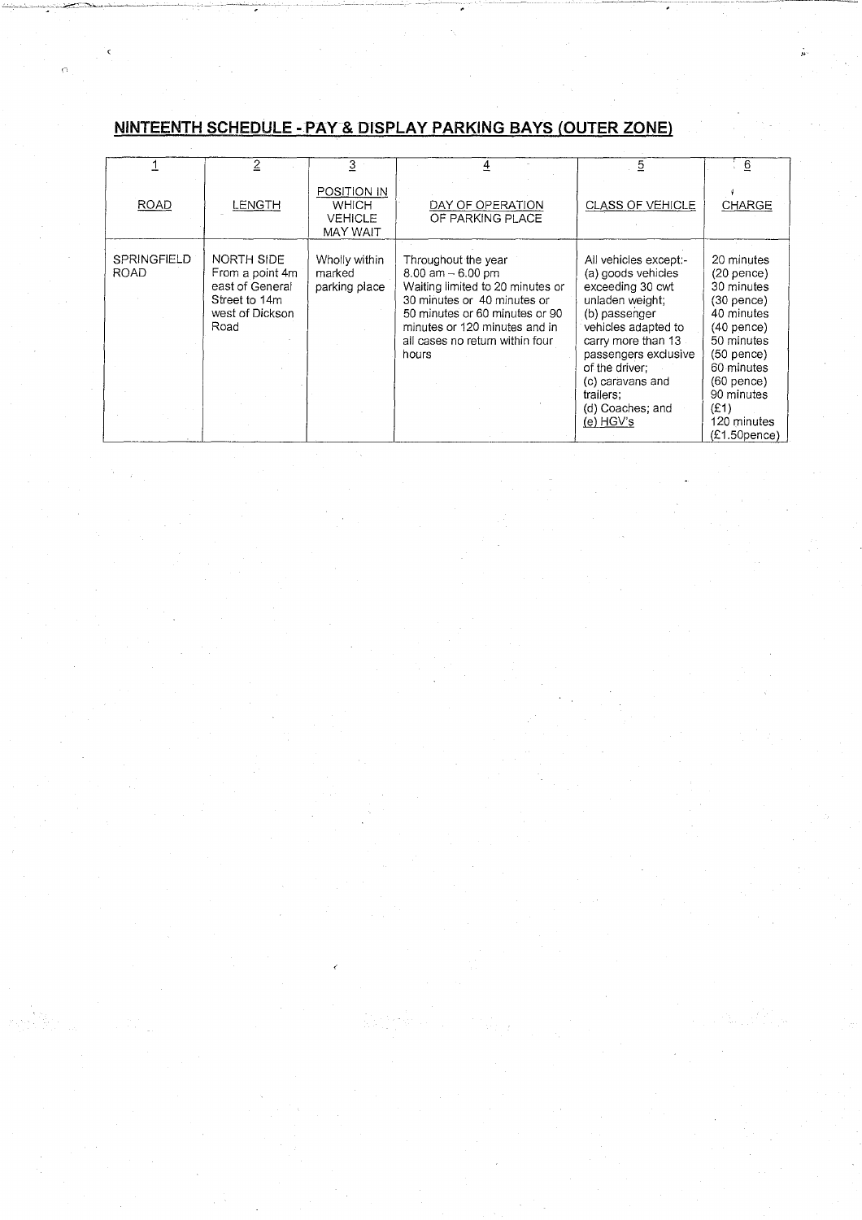## NINTEENTH SCHEDULE - PAY & DISPLAY PARKING BAYS (OUTER ZONE)

| 1<br>ROAD | 2<br>LENGTH | 3<br>POSITION IN WHICH VEHICLE MAY WAIT | 4<br>DAY OF OPERATION OF PARKING PLACE | 5<br>CLASS OF VEHICLE | 6<br>CHARGE |
|---|---|---|---|---|---|
| SPRINGFIELD ROAD | NORTH SIDE From a point 4m east of General Street to 14m west of Dickson Road | Wholly within marked parking place | Throughout the year 8.00 am – 6.00 pm Waiting limited to 20 minutes or 30 minutes or 40 minutes or 50 minutes or 60 minutes or 90 minutes or 120 minutes and in all cases no return within four hours | All vehicles except:- (a) goods vehicles exceeding 30 cwt unladen weight; (b) passenger vehicles adapted to carry more than 13 passengers exclusive of the driver; (c) caravans and trailers; (d) Coaches; and (e) HGV's | 20 minutes (20 pence) 30 minutes (30 pence) 40 minutes (40 pence) 50 minutes (50 pence) 60 minutes (60 pence) 90 minutes (£1) 120 minutes (£1.50pence) |